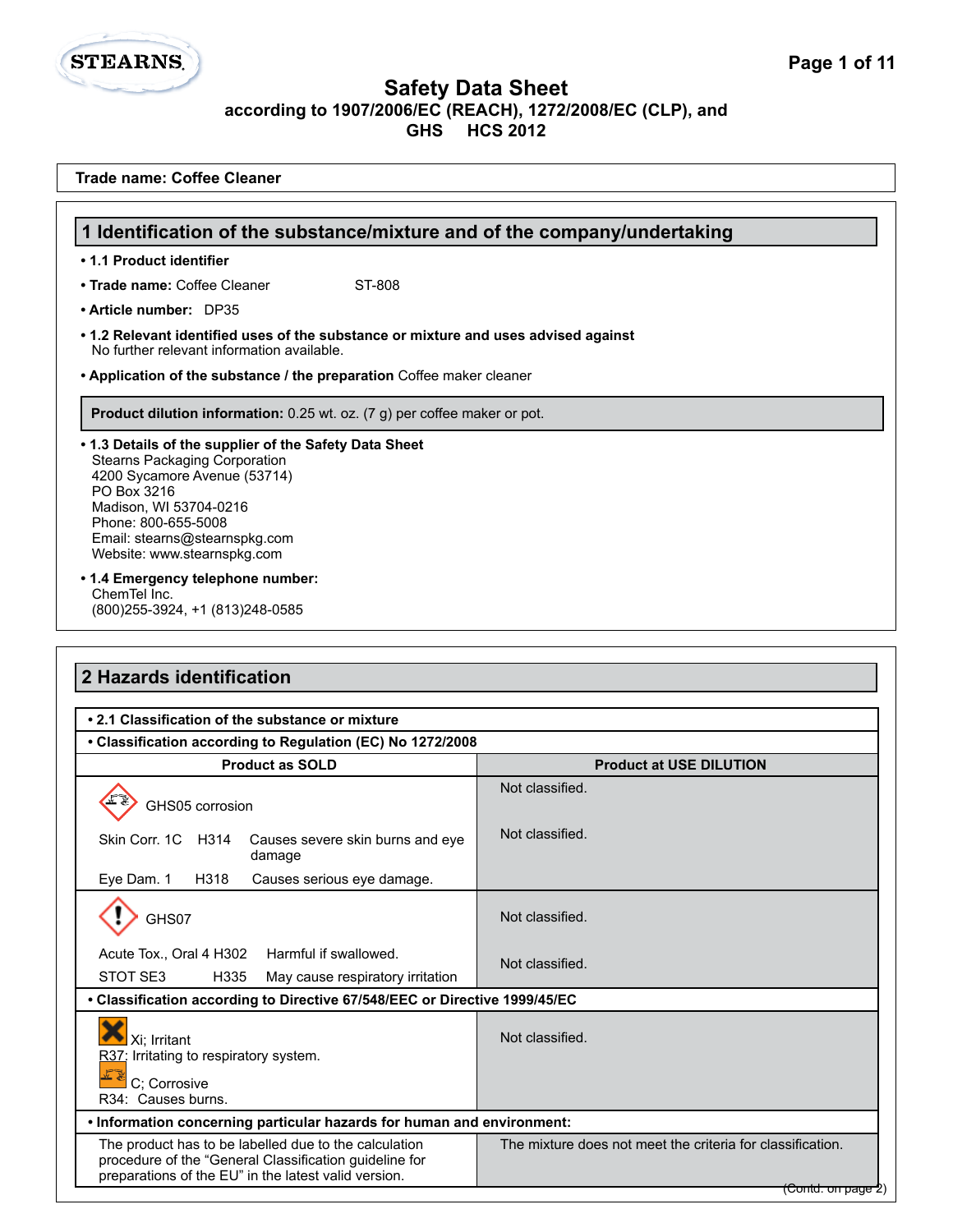# Safety Data Sheet

**according to 1907/2006/EC (REACH), 1272/2008/EC (CLP), and GHS HCS 2012**

**Trade name: Coffee Cleaner**

## 1 Identification of the substance/mixture and of the company/undertaking

- **1.1 Product identifier**
- **Trade name:** Coffee Cleaner ST-808
- **Article number:** DP35
- **1.2 Relevant identified uses of the substance or mixture and uses advised against**
  No further relevant information available.
- **Application of the substance / the preparation** Coffee maker cleaner

**Product dilution information:** 0.25 wt. oz. (7 g) per coffee maker or pot.

- **1.3 Details of the supplier of the Safety Data Sheet**
  Stearns Packaging Corporation
  4200 Sycamore Avenue (53714)
  PO Box 3216
  Madison, WI 53704-0216
  Phone: 800-655-5008
  Email: stearns@stearnspkg.com
  Website: www.stearnspkg.com
- **1.4 Emergency telephone number:**
  ChemTel Inc.
  (800)255-3924, +1 (813)248-0585

## 2 Hazards identification

- **2.1 Classification of the substance or mixture**
- **Classification according to Regulation (EC) No 1272/2008**

| Product as SOLD | Product at USE DILUTION |
|---|---|
| GHS05 corrosion | Not classified. |
| Skin Corr. 1C H314 Causes severe skin burns and eye damage | Not classified. |
| Eye Dam. 1 H318 Causes serious eye damage. | |
| GHS07 | Not classified. |
| Acute Tox., Oral 4 H302 Harmful if swallowed. | Not classified. |
| STOT SE3 H335 May cause respiratory irritation | |

- **Classification according to Directive 67/548/EEC or Directive 1999/45/EC**

| Product as SOLD | Product at USE DILUTION |
|---|---|
| Xi; Irritant<br>R37: Irritating to respiratory system.<br>C; Corrosive<br>R34: Causes burns. | Not classified. |

- **Information concerning particular hazards for human and environment:**

| Product as SOLD | Product at USE DILUTION |
|---|---|
| The product has to be labelled due to the calculation procedure of the "General Classification guideline for preparations of the EU" in the latest valid version. | The mixture does not meet the criteria for classification. |

(Contd. on page 2)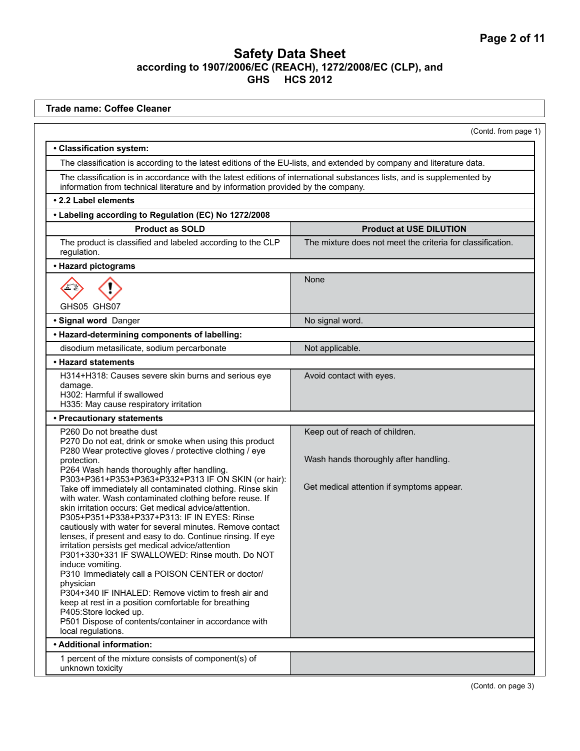# Safety Data Sheet
**according to 1907/2006/EC (REACH), 1272/2008/EC (CLP), and GHS HCS 2012**

**Trade name: Coffee Cleaner**

(Contd. from page 1)

**• Classification system:**

The classification is according to the latest editions of the EU-lists, and extended by company and literature data.

The classification is in accordance with the latest editions of international substances lists, and is supplemented by information from technical literature and by information provided by the company.

**• 2.2 Label elements**

**• Labeling according to Regulation (EC) No 1272/2008**

| Product as SOLD | Product at USE DILUTION |
|---|---|
| The product is classified and labeled according to the CLP regulation. | The mixture does not meet the criteria for classification. |
| **• Hazard pictograms** | |
| GHS05 GHS07 | None |
| **• Signal word** Danger | No signal word. |
| **• Hazard-determining components of labelling:** | |
| disodium metasilicate, sodium percarbonate | Not applicable. |
| **• Hazard statements** | |
| H314+H318: Causes severe skin burns and serious eye damage.<br>H302: Harmful if swallowed<br>H335: May cause respiratory irritation | Avoid contact with eyes. |
| **• Precautionary statements** | |
| P260 Do not breathe dust<br>P270 Do not eat, drink or smoke when using this product<br>P280 Wear protective gloves / protective clothing / eye protection.<br>P264 Wash hands thoroughly after handling.<br>P303+P361+P353+P363+P332+P313 IF ON SKIN (or hair): Take off immediately all contaminated clothing. Rinse skin with water. Wash contaminated clothing before reuse. If skin irritation occurs: Get medical advice/attention.<br>P305+P351+P338+P337+P313: IF IN EYES: Rinse cautiously with water for several minutes. Remove contact lenses, if present and easy to do. Continue rinsing. If eye irritation persists get medical advice/attention<br>P301+330+331 IF SWALLOWED: Rinse mouth. Do NOT induce vomiting.<br>P310 Immediately call a POISON CENTER or doctor/ physician<br>P304+340 IF INHALED: Remove victim to fresh air and keep at rest in a position comfortable for breathing<br>P405:Store locked up.<br>P501 Dispose of contents/container in accordance with local regulations. | Keep out of reach of children.<br><br>Wash hands thoroughly after handling.<br><br>Get medical attention if symptoms appear. |
| **• Additional information:** | |
| 1 percent of the mixture consists of component(s) of unknown toxicity | |

(Contd. on page 3)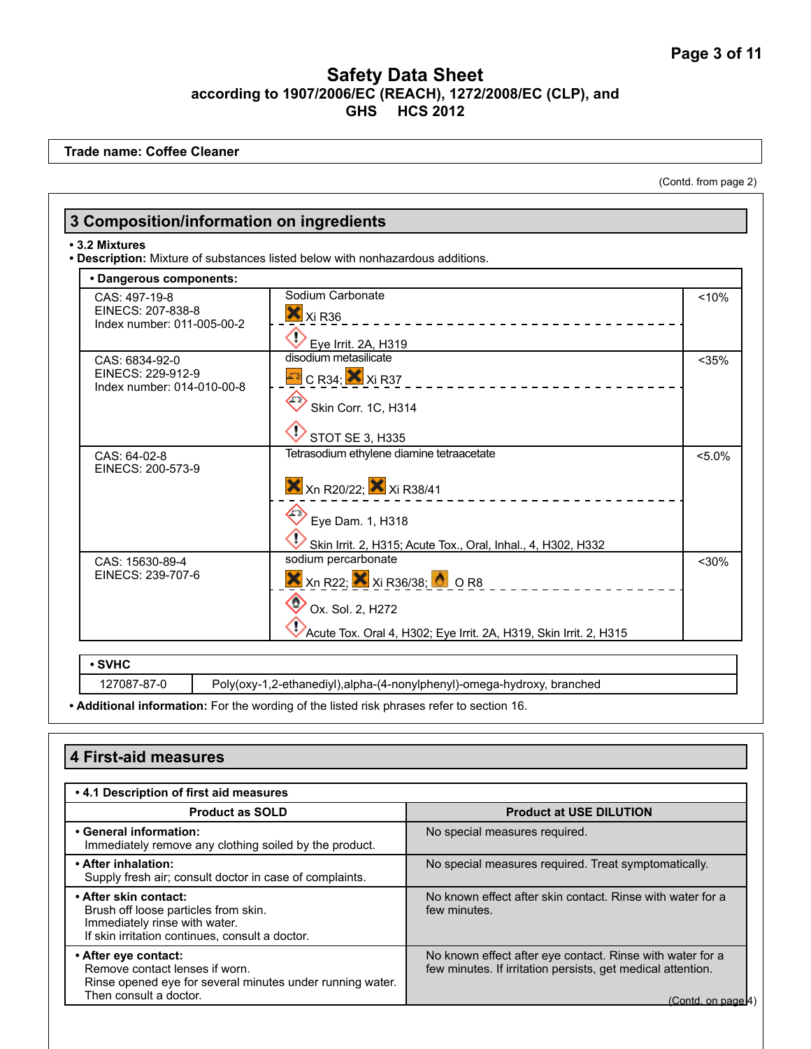# Safety Data Sheet

**according to 1907/2006/EC (REACH), 1272/2008/EC (CLP), and GHS HCS 2012**

**Trade name: Coffee Cleaner**

(Contd. from page 2)

## 3 Composition/information on ingredients

- **3.2 Mixtures**
- **Description:** Mixture of substances listed below with nonhazardous additions.

| • Dangerous components: | | |
|---|---|---|
| CAS: 497-19-8<br>EINECS: 207-838-8<br>Index number: 011-005-00-2 | Sodium Carbonate<br>Xi R36<br>Eye Irrit. 2A, H319 | <10% |
| CAS: 6834-92-0<br>EINECS: 229-912-9<br>Index number: 014-010-00-8 | disodium metasilicate<br>C R34; Xi R37<br>Skin Corr. 1C, H314<br>STOT SE 3, H335 | <35% |
| CAS: 64-02-8<br>EINECS: 200-573-9 | Tetrasodium ethylene diamine tetraacetate<br>Xn R20/22; Xi R38/41<br>Eye Dam. 1, H318<br>Skin Irrit. 2, H315; Acute Tox., Oral, Inhal., 4, H302, H332 | <5.0% |
| CAS: 15630-89-4<br>EINECS: 239-707-6 | sodium percarbonate<br>Xn R22; Xi R36/38; O R8<br>Ox. Sol. 2, H272<br>Acute Tox. Oral 4, H302; Eye Irrit. 2A, H319, Skin Irrit. 2, H315 | <30% |

| • SVHC | |
|---|---|
| 127087-87-0 | Poly(oxy-1,2-ethanediyl),alpha-(4-nonylphenyl)-omega-hydroxy, branched |

- **Additional information:** For the wording of the listed risk phrases refer to section 16.

## 4 First-aid measures

| • 4.1 Description of first aid measures | |
|---|---|
| **Product as SOLD** | **Product at USE DILUTION** |
| **• General information:**<br>Immediately remove any clothing soiled by the product. | No special measures required. |
| **• After inhalation:**<br>Supply fresh air; consult doctor in case of complaints. | No special measures required. Treat symptomatically. |
| **• After skin contact:**<br>Brush off loose particles from skin.<br>Immediately rinse with water.<br>If skin irritation continues, consult a doctor. | No known effect after skin contact. Rinse with water for a few minutes. |
| **• After eye contact:**<br>Remove contact lenses if worn.<br>Rinse opened eye for several minutes under running water.<br>Then consult a doctor. | No known effect after eye contact. Rinse with water for a few minutes. If irritation persists, get medical attention. |

(Contd. on page 4)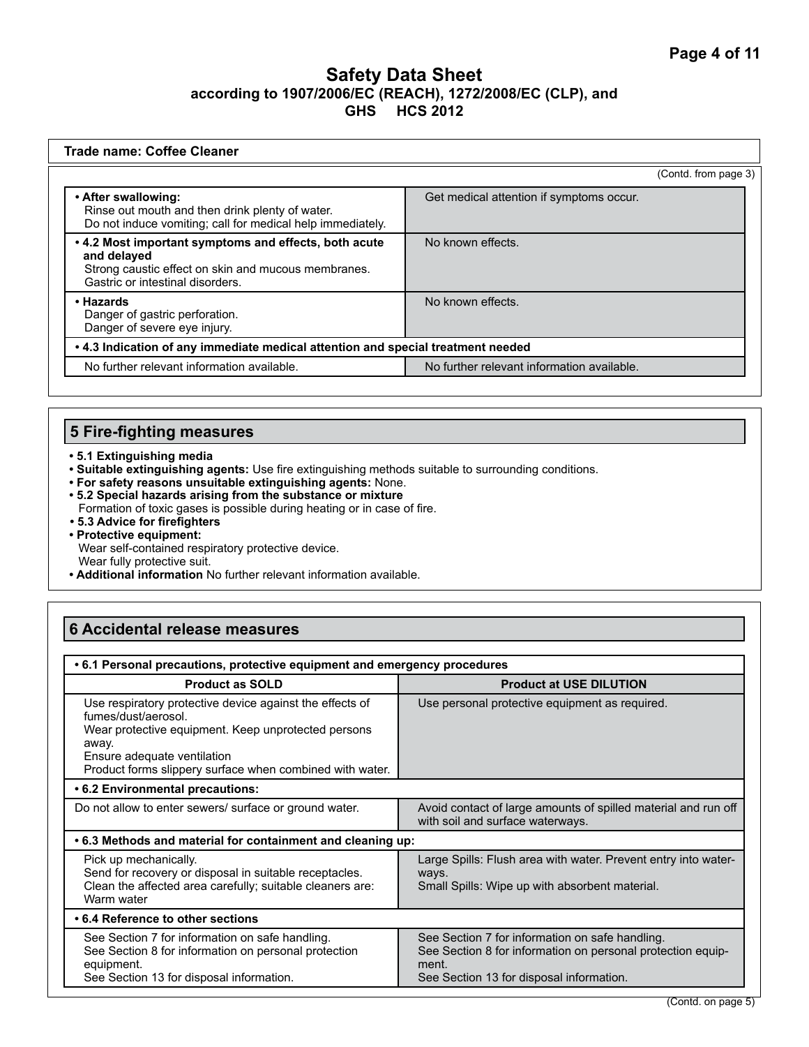# Safety Data Sheet
**according to 1907/2006/EC (REACH), 1272/2008/EC (CLP), and GHS HCS 2012**

**Trade name: Coffee Cleaner**

(Contd. from page 3)

| | |
|---|---|
| **• After swallowing:** Rinse out mouth and then drink plenty of water. Do not induce vomiting; call for medical help immediately. | Get medical attention if symptoms occur. |
| **• 4.2 Most important symptoms and effects, both acute and delayed** Strong caustic effect on skin and mucous membranes. Gastric or intestinal disorders. | No known effects. |
| **• Hazards** Danger of gastric perforation. Danger of severe eye injury. | No known effects. |
| **• 4.3 Indication of any immediate medical attention and special treatment needed** | |
| No further relevant information available. | No further relevant information available. |

## 5 Fire-fighting measures

- **5.1 Extinguishing media**
- **Suitable extinguishing agents:** Use fire extinguishing methods suitable to surrounding conditions.
- **For safety reasons unsuitable extinguishing agents:** None.
- **5.2 Special hazards arising from the substance or mixture**
  Formation of toxic gases is possible during heating or in case of fire.
- **5.3 Advice for firefighters**
- **Protective equipment:**
  Wear self-contained respiratory protective device.
  Wear fully protective suit.
- **Additional information** No further relevant information available.

## 6 Accidental release measures

| **• 6.1 Personal precautions, protective equipment and emergency procedures** | |
|---|---|
| **Product as SOLD** | **Product at USE DILUTION** |
| Use respiratory protective device against the effects of fumes/dust/aerosol. Wear protective equipment. Keep unprotected persons away. Ensure adequate ventilation Product forms slippery surface when combined with water. | Use personal protective equipment as required. |
| **• 6.2 Environmental precautions:** | |
| Do not allow to enter sewers/ surface or ground water. | Avoid contact of large amounts of spilled material and run off with soil and surface waterways. |
| **• 6.3 Methods and material for containment and cleaning up:** | |
| Pick up mechanically. Send for recovery or disposal in suitable receptacles. Clean the affected area carefully; suitable cleaners are: Warm water | Large Spills: Flush area with water. Prevent entry into waterways. Small Spills: Wipe up with absorbent material. |
| **• 6.4 Reference to other sections** | |
| See Section 7 for information on safe handling. See Section 8 for information on personal protection equipment. See Section 13 for disposal information. | See Section 7 for information on safe handling. See Section 8 for information on personal protection equipment. See Section 13 for disposal information. |

(Contd. on page 5)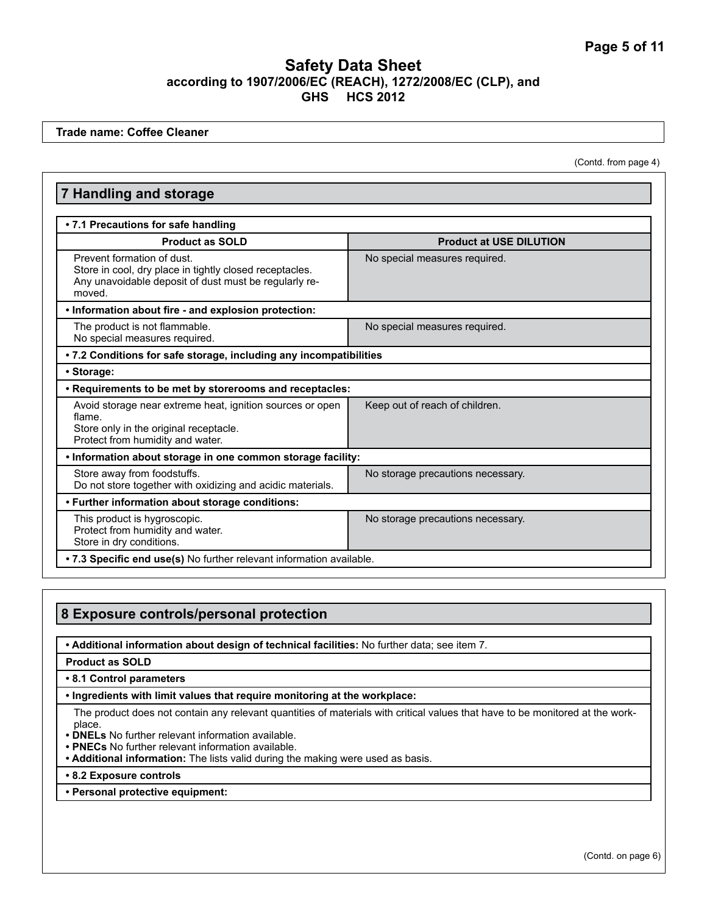**Safety Data Sheet**
**according to 1907/2006/EC (REACH), 1272/2008/EC (CLP), and GHS HCS 2012**

**Trade name: Coffee Cleaner**

(Contd. from page 4)

## 7 Handling and storage

| **• 7.1 Precautions for safe handling** | |
|---|---|
| **Product as SOLD** | **Product at USE DILUTION** |
| Prevent formation of dust.<br>Store in cool, dry place in tightly closed receptacles.<br>Any unavoidable deposit of dust must be regularly removed. | No special measures required. |
| **• Information about fire - and explosion protection:** | |
| The product is not flammable.<br>No special measures required. | No special measures required. |
| **• 7.2 Conditions for safe storage, including any incompatibilities** | |
| **• Storage:** | |
| **• Requirements to be met by storerooms and receptacles:** | |
| Avoid storage near extreme heat, ignition sources or open flame.<br>Store only in the original receptacle.<br>Protect from humidity and water. | Keep out of reach of children. |
| **• Information about storage in one common storage facility:** | |
| Store away from foodstuffs.<br>Do not store together with oxidizing and acidic materials. | No storage precautions necessary. |
| **• Further information about storage conditions:** | |
| This product is hygroscopic.<br>Protect from humidity and water.<br>Store in dry conditions. | No storage precautions necessary. |
| **• 7.3 Specific end use(s)** No further relevant information available. | |

## 8 Exposure controls/personal protection

**• Additional information about design of technical facilities:** No further data; see item 7.

**Product as SOLD**

**• 8.1 Control parameters**

**• Ingredients with limit values that require monitoring at the workplace:**

The product does not contain any relevant quantities of materials with critical values that have to be monitored at the workplace.

- **DNELs** No further relevant information available.
- **PNECs** No further relevant information available.
- **Additional information:** The lists valid during the making were used as basis.

**• 8.2 Exposure controls**

**• Personal protective equipment:**

(Contd. on page 6)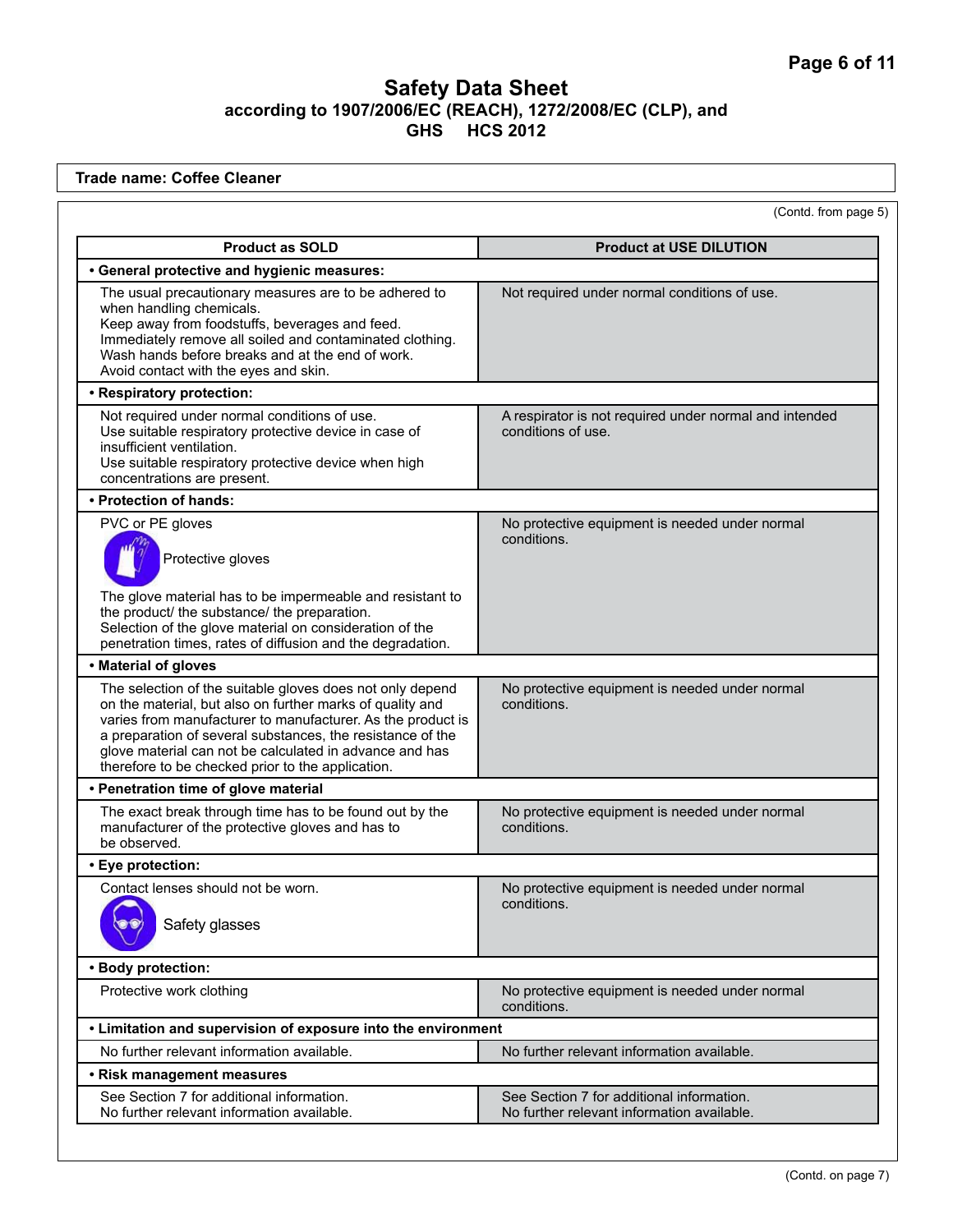# Safety Data Sheet
## according to 1907/2006/EC (REACH), 1272/2008/EC (CLP), and GHS HCS 2012

**Trade name: Coffee Cleaner**

(Contd. from page 5)

| Product as SOLD | Product at USE DILUTION |
| --- | --- |
| **• General protective and hygienic measures:** | |
| The usual precautionary measures are to be adhered to when handling chemicals.<br>Keep away from foodstuffs, beverages and feed.<br>Immediately remove all soiled and contaminated clothing.<br>Wash hands before breaks and at the end of work.<br>Avoid contact with the eyes and skin. | Not required under normal conditions of use. |
| **• Respiratory protection:** | |
| Not required under normal conditions of use.<br>Use suitable respiratory protective device in case of insufficient ventilation.<br>Use suitable respiratory protective device when high concentrations are present. | A respirator is not required under normal and intended conditions of use. |
| **• Protection of hands:** | |
| PVC or PE gloves<br>Protective gloves<br>The glove material has to be impermeable and resistant to the product/ the substance/ the preparation.<br>Selection of the glove material on consideration of the penetration times, rates of diffusion and the degradation. | No protective equipment is needed under normal conditions. |
| **• Material of gloves** | |
| The selection of the suitable gloves does not only depend on the material, but also on further marks of quality and varies from manufacturer to manufacturer. As the product is a preparation of several substances, the resistance of the glove material can not be calculated in advance and has therefore to be checked prior to the application. | No protective equipment is needed under normal conditions. |
| **• Penetration time of glove material** | |
| The exact break through time has to be found out by the manufacturer of the protective gloves and has to be observed. | No protective equipment is needed under normal conditions. |
| **• Eye protection:** | |
| Contact lenses should not be worn.<br>Safety glasses | No protective equipment is needed under normal conditions. |
| **• Body protection:** | |
| Protective work clothing | No protective equipment is needed under normal conditions. |
| **• Limitation and supervision of exposure into the environment** | |
| No further relevant information available. | No further relevant information available. |
| **• Risk management measures** | |
| See Section 7 for additional information.<br>No further relevant information available. | See Section 7 for additional information.<br>No further relevant information available. |

(Contd. on page 7)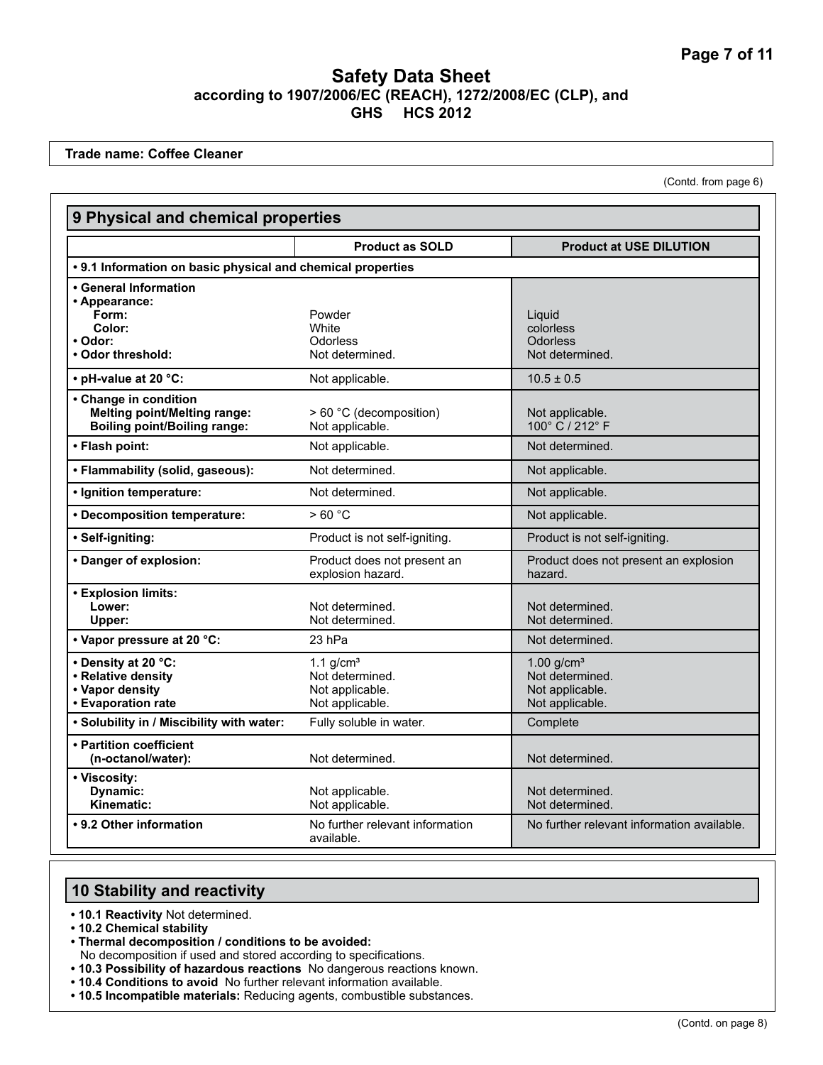# Safety Data Sheet
**according to 1907/2006/EC (REACH), 1272/2008/EC (CLP), and GHS HCS 2012**

**Trade name: Coffee Cleaner**

(Contd. from page 6)

## 9 Physical and chemical properties

| | Product as SOLD | Product at USE DILUTION |
|---|---|---|
| **• 9.1 Information on basic physical and chemical properties** | | |
| **• General Information** | | |
| **• Appearance:** | | |
| **Form:** | Powder | Liquid |
| **Color:** | White | colorless |
| **• Odor:** | Odorless | Odorless |
| **• Odor threshold:** | Not determined. | Not determined. |
| **• pH-value at 20 °C:** | Not applicable. | 10.5 ± 0.5 |
| **• Change in condition** | | |
| **Melting point/Melting range:** | > 60 °C (decomposition) | Not applicable. |
| **Boiling point/Boiling range:** | Not applicable. | 100° C / 212° F |
| **• Flash point:** | Not applicable. | Not determined. |
| **• Flammability (solid, gaseous):** | Not determined. | Not applicable. |
| **• Ignition temperature:** | Not determined. | Not applicable. |
| **• Decomposition temperature:** | > 60 °C | Not applicable. |
| **• Self-igniting:** | Product is not self-igniting. | Product is not self-igniting. |
| **• Danger of explosion:** | Product does not present an explosion hazard. | Product does not present an explosion hazard. |
| **• Explosion limits:** | | |
| **Lower:** | Not determined. | Not determined. |
| **Upper:** | Not determined. | Not determined. |
| **• Vapor pressure at 20 °C:** | 23 hPa | Not determined. |
| **• Density at 20 °C:** | 1.1 g/cm³ | 1.00 g/cm³ |
| **• Relative density** | Not determined. | Not determined. |
| **• Vapor density** | Not applicable. | Not applicable. |
| **• Evaporation rate** | Not applicable. | Not applicable. |
| **• Solubility in / Miscibility with water:** | Fully soluble in water. | Complete |
| **• Partition coefficient (n-octanol/water):** | Not determined. | Not determined. |
| **• Viscosity:** | | |
| **Dynamic:** | Not applicable. | Not determined. |
| **Kinematic:** | Not applicable. | Not determined. |
| **• 9.2 Other information** | No further relevant information available. | No further relevant information available. |

## 10 Stability and reactivity

- **10.1 Reactivity** Not determined.
- **10.2 Chemical stability**
- **Thermal decomposition / conditions to be avoided:**
  No decomposition if used and stored according to specifications.
- **10.3 Possibility of hazardous reactions** No dangerous reactions known.
- **10.4 Conditions to avoid** No further relevant information available.
- **10.5 Incompatible materials:** Reducing agents, combustible substances.

(Contd. on page 8)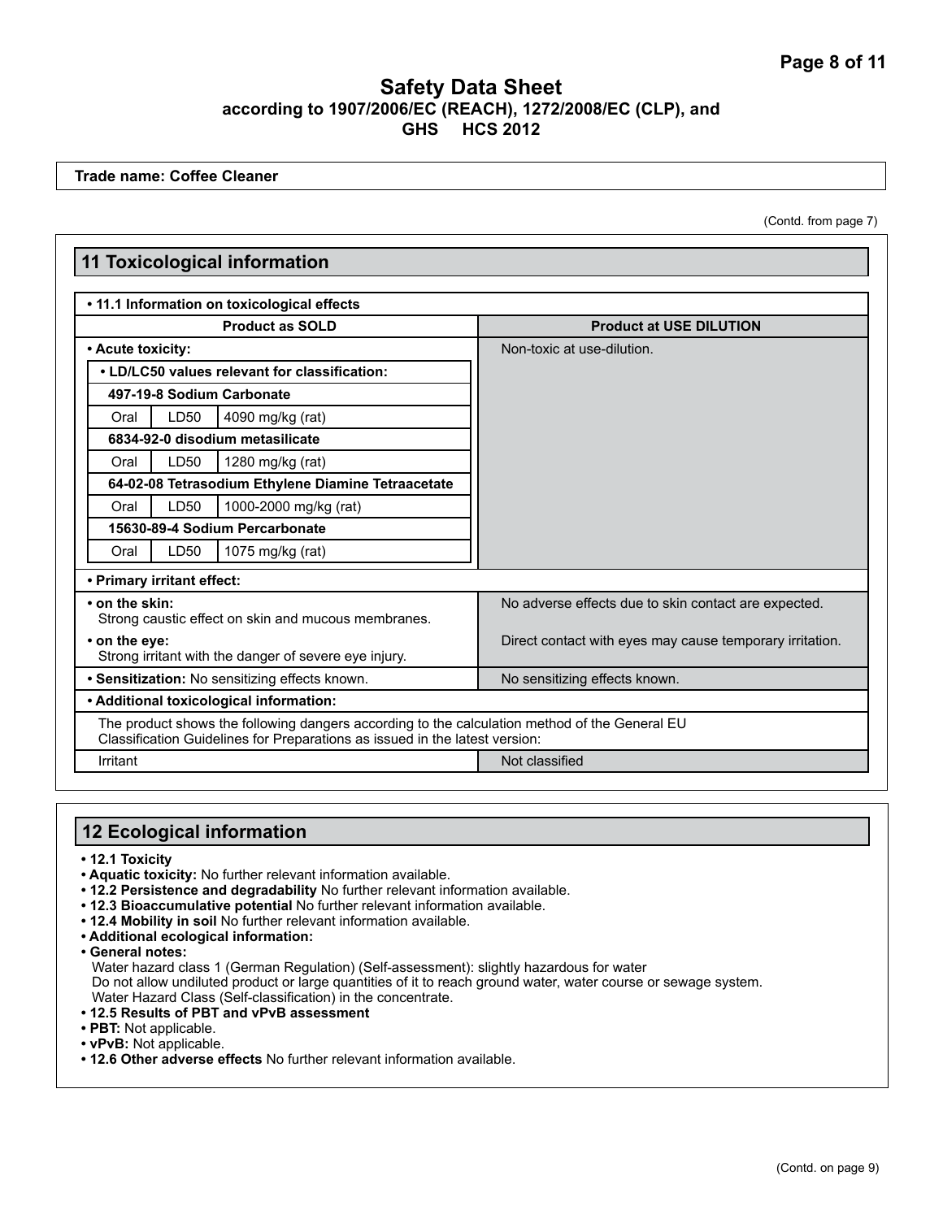**Trade name: Coffee Cleaner**

(Contd. from page 7)

## 11 Toxicological information

| • 11.1 Information on toxicological effects | | | |
|---|---|---|---|
| **Product as SOLD** | | | **Product at USE DILUTION** |
| **• Acute toxicity:** | | | Non-toxic at use-dilution. |
| **• LD/LC50 values relevant for classification:** | | | |
| **497-19-8 Sodium Carbonate** | | | |
| Oral | LD50 | 4090 mg/kg (rat) | |
| **6834-92-0 disodium metasilicate** | | | |
| Oral | LD50 | 1280 mg/kg (rat) | |
| **64-02-08 Tetrasodium Ethylene Diamine Tetraacetate** | | | |
| Oral | LD50 | 1000-2000 mg/kg (rat) | |
| **15630-89-4 Sodium Percarbonate** | | | |
| Oral | LD50 | 1075 mg/kg (rat) | |
| **• Primary irritant effect:** | | | |
| **• on the skin:** Strong caustic effect on skin and mucous membranes. | | | No adverse effects due to skin contact are expected. |
| **• on the eye:** Strong irritant with the danger of severe eye injury. | | | Direct contact with eyes may cause temporary irritation. |
| **• Sensitization:** No sensitizing effects known. | | | No sensitizing effects known. |
| **• Additional toxicological information:** | | | |
| The product shows the following dangers according to the calculation method of the General EU Classification Guidelines for Preparations as issued in the latest version: | | | |
| Irritant | | | Not classified |

## 12 Ecological information

- **12.1 Toxicity**
- **Aquatic toxicity:** No further relevant information available.
- **12.2 Persistence and degradability** No further relevant information available.
- **12.3 Bioaccumulative potential** No further relevant information available.
- **12.4 Mobility in soil** No further relevant information available.
- **Additional ecological information:**
- **General notes:**
  Water hazard class 1 (German Regulation) (Self-assessment): slightly hazardous for water
  Do not allow undiluted product or large quantities of it to reach ground water, water course or sewage system.
  Water Hazard Class (Self-classification) in the concentrate.
- **12.5 Results of PBT and vPvB assessment**
- **PBT:** Not applicable.
- **vPvB:** Not applicable.
- **12.6 Other adverse effects** No further relevant information available.

(Contd. on page 9)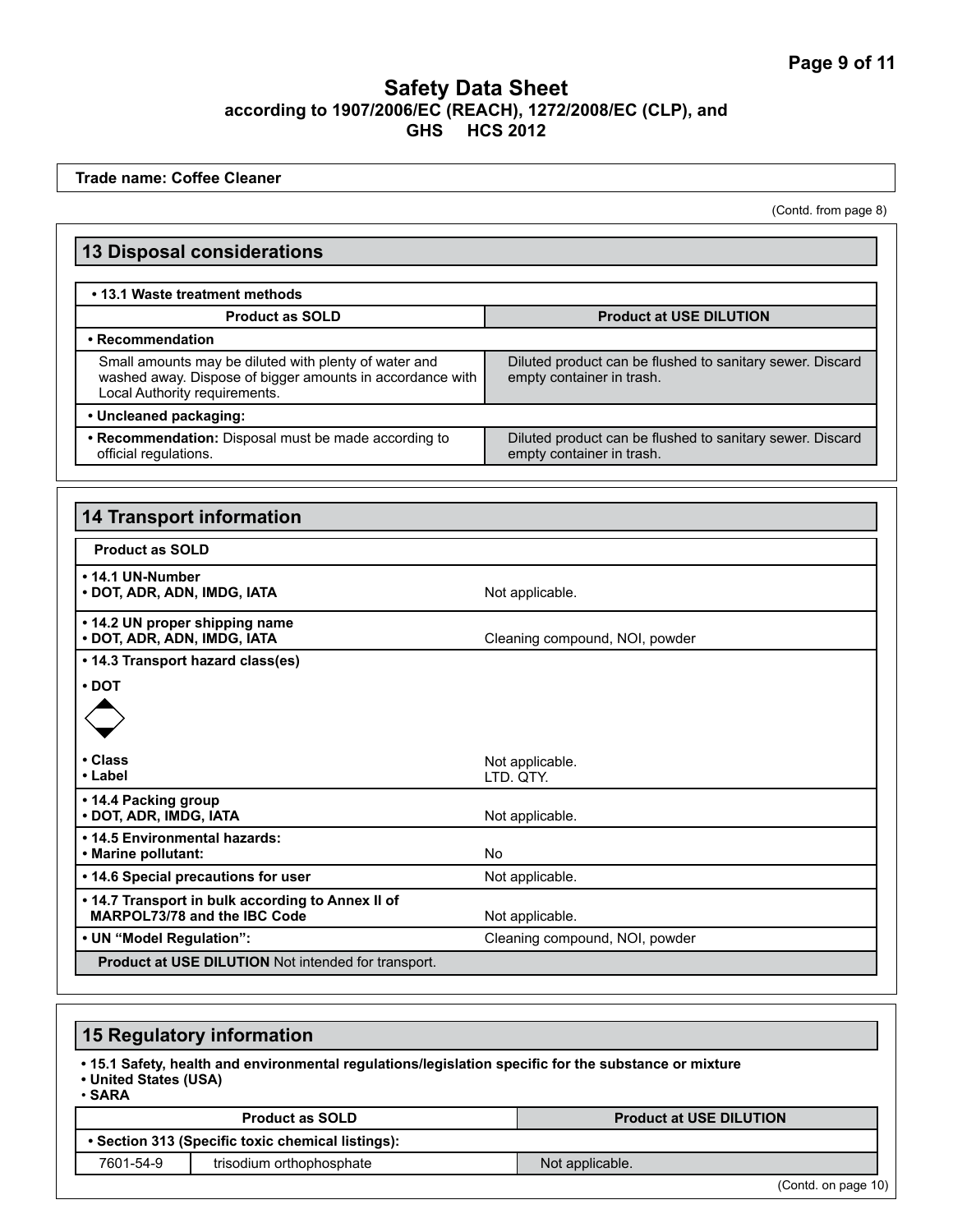**Safety Data Sheet**
**according to 1907/2006/EC (REACH), 1272/2008/EC (CLP), and GHS HCS 2012**

**Trade name: Coffee Cleaner**

(Contd. from page 8)

## 13 Disposal considerations

**• 13.1 Waste treatment methods**

| Product as SOLD | Product at USE DILUTION |
|---|---|
| **• Recommendation** | |
| Small amounts may be diluted with plenty of water and washed away. Dispose of bigger amounts in accordance with Local Authority requirements. | Diluted product can be flushed to sanitary sewer. Discard empty container in trash. |
| **• Uncleaned packaging:** | |
| **• Recommendation:** Disposal must be made according to official regulations. | Diluted product can be flushed to sanitary sewer. Discard empty container in trash. |

## 14 Transport information

**Product as SOLD**

| | |
|---|---|
| **• 14.1 UN-Number**<br>**• DOT, ADR, ADN, IMDG, IATA** | Not applicable. |
| **• 14.2 UN proper shipping name**<br>**• DOT, ADR, ADN, IMDG, IATA** | Cleaning compound, NOI, powder |
| **• 14.3 Transport hazard class(es)**<br>**• DOT** | |
| **• Class**<br>**• Label** | Not applicable.<br>LTD. QTY. |
| **• 14.4 Packing group**<br>**• DOT, ADR, IMDG, IATA** | Not applicable. |
| **• 14.5 Environmental hazards:**<br>**• Marine pollutant:** | No |
| **• 14.6 Special precautions for user** | Not applicable. |
| **• 14.7 Transport in bulk according to Annex II of MARPOL73/78 and the IBC Code** | Not applicable. |
| **• UN "Model Regulation":** | Cleaning compound, NOI, powder |

**Product at USE DILUTION** Not intended for transport.

## 15 Regulatory information

**• 15.1 Safety, health and environmental regulations/legislation specific for the substance or mixture**
**• United States (USA)**
• SARA

| Product as SOLD | | Product at USE DILUTION |
|---|---|---|
| **• Section 313 (Specific toxic chemical listings):** | | |
| 7601-54-9 | trisodium orthophosphate | Not applicable. |

(Contd. on page 10)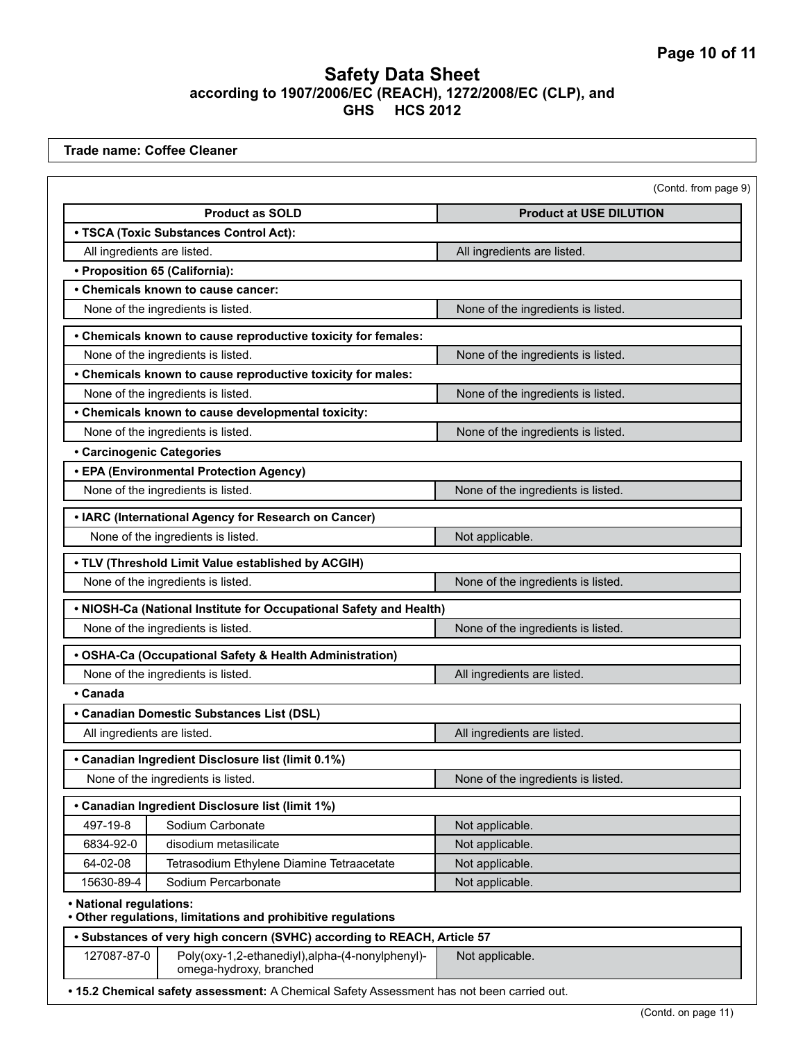# Safety Data Sheet
**according to 1907/2006/EC (REACH), 1272/2008/EC (CLP), and GHS HCS 2012**

**Trade name: Coffee Cleaner**

(Contd. from page 9)

| Product as SOLD | Product at USE DILUTION |
|---|---|
| **• TSCA (Toxic Substances Control Act):** | |
| All ingredients are listed. | All ingredients are listed. |
| **• Proposition 65 (California):** | |
| **• Chemicals known to cause cancer:** | |
| None of the ingredients is listed. | None of the ingredients is listed. |
| **• Chemicals known to cause reproductive toxicity for females:** | |
| None of the ingredients is listed. | None of the ingredients is listed. |
| **• Chemicals known to cause reproductive toxicity for males:** | |
| None of the ingredients is listed. | None of the ingredients is listed. |
| **• Chemicals known to cause developmental toxicity:** | |
| None of the ingredients is listed. | None of the ingredients is listed. |
| **• Carcinogenic Categories** | |
| **• EPA (Environmental Protection Agency)** | |
| None of the ingredients is listed. | None of the ingredients is listed. |
| **• IARC (International Agency for Research on Cancer)** | |
| None of the ingredients is listed. | Not applicable. |
| **• TLV (Threshold Limit Value established by ACGIH)** | |
| None of the ingredients is listed. | None of the ingredients is listed. |
| **• NIOSH-Ca (National Institute for Occupational Safety and Health)** | |
| None of the ingredients is listed. | None of the ingredients is listed. |
| **• OSHA-Ca (Occupational Safety & Health Administration)** | |
| None of the ingredients is listed. | All ingredients are listed. |
| **• Canada** | |
| **• Canadian Domestic Substances List (DSL)** | |
| All ingredients are listed. | All ingredients are listed. |
| **• Canadian Ingredient Disclosure list (limit 0.1%)** | |
| None of the ingredients is listed. | None of the ingredients is listed. |

**• Canadian Ingredient Disclosure list (limit 1%)**

| CAS | Substance | Product at USE DILUTION |
|---|---|---|
| 497-19-8 | Sodium Carbonate | Not applicable. |
| 6834-92-0 | disodium metasilicate | Not applicable. |
| 64-02-08 | Tetrasodium Ethylene Diamine Tetraacetate | Not applicable. |
| 15630-89-4 | Sodium Percarbonate | Not applicable. |

**• National regulations:**

**• Other regulations, limitations and prohibitive regulations**

**• Substances of very high concern (SVHC) according to REACH, Article 57**

| CAS | Substance | Product at USE DILUTION |
|---|---|---|
| 127087-87-0 | Poly(oxy-1,2-ethanediyl),alpha-(4-nonylphenyl)-omega-hydroxy, branched | Not applicable. |

**• 15.2 Chemical safety assessment:** A Chemical Safety Assessment has not been carried out.

(Contd. on page 11)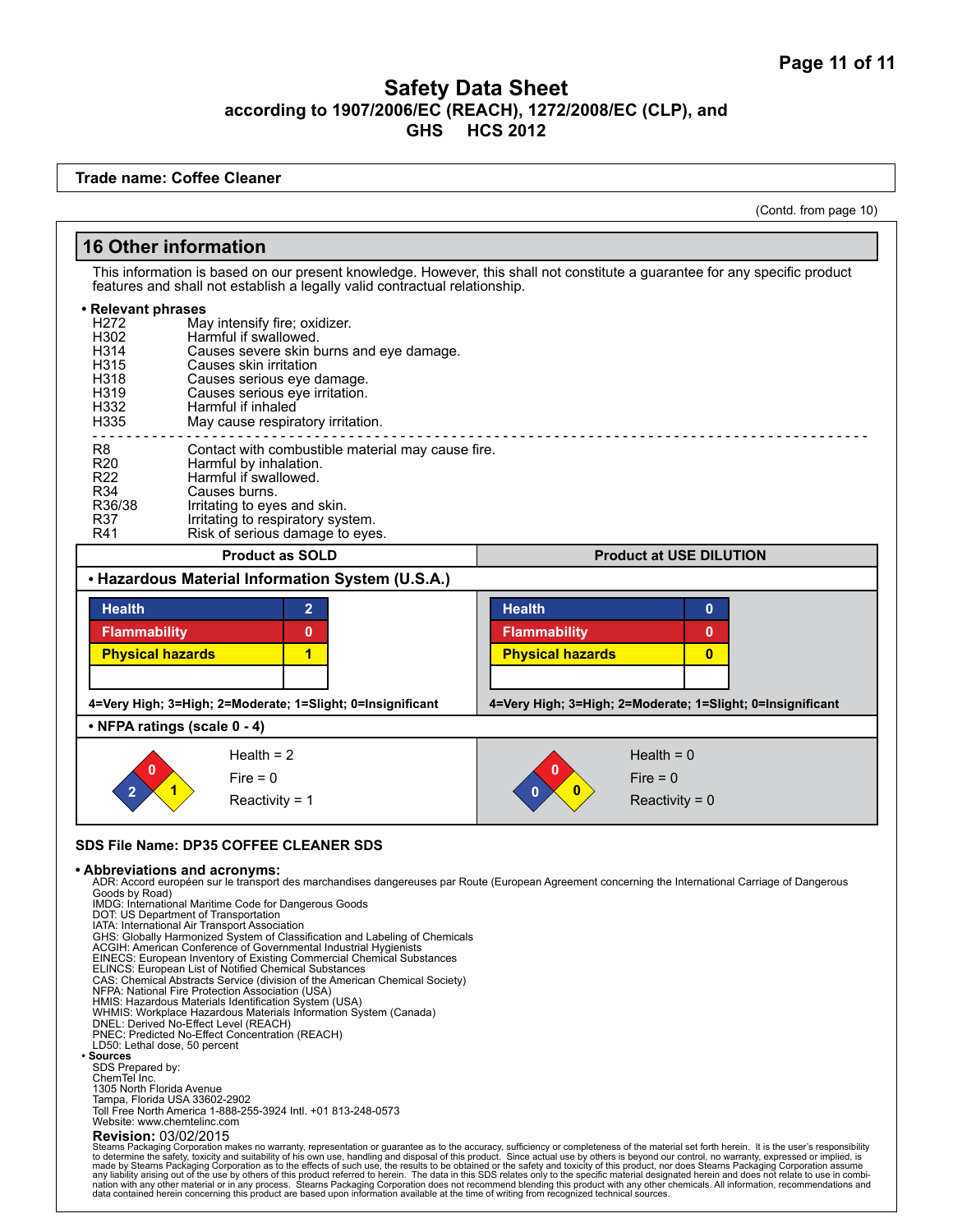# Safety Data Sheet

**according to 1907/2006/EC (REACH), 1272/2008/EC (CLP), and GHS HCS 2012**

**Trade name: Coffee Cleaner**

(Contd. from page 10)

## 16 Other information

This information is based on our present knowledge. However, this shall not constitute a guarantee for any specific product features and shall not establish a legally valid contractual relationship.

- **Relevant phrases**

| | |
|---|---|
| H272 | May intensify fire; oxidizer. |
| H302 | Harmful if swallowed. |
| H314 | Causes severe skin burns and eye damage. |
| H315 | Causes skin irritation |
| H318 | Causes serious eye damage. |
| H319 | Causes serious eye irritation. |
| H332 | Harmful if inhaled |
| H335 | May cause respiratory irritation. |

| | |
|---|---|
| R8 | Contact with combustible material may cause fire. |
| R20 | Harmful by inhalation. |
| R22 | Harmful if swallowed. |
| R34 | Causes burns. |
| R36/38 | Irritating to eyes and skin. |
| R37 | Irritating to respiratory system. |
| R41 | Risk of serious damage to eyes. |

- **Hazardous Material Information System (U.S.A.)**

| | Product as SOLD | Product at USE DILUTION |
|---|---|---|
| Health | 2 | 0 |
| Flammability | 0 | 0 |
| Physical hazards | 1 | 0 |

4=Very High; 3=High; 2=Moderate; 1=Slight; 0=Insignificant

- **NFPA ratings (scale 0 - 4)**

| | Product as SOLD | Product at USE DILUTION |
|---|---|---|
| Health | 2 | 0 |
| Fire | 0 | 0 |
| Reactivity | 1 | 0 |

**SDS File Name: DP35 COFFEE CLEANER SDS**

- **Abbreviations and acronyms:**

ADR: Accord européen sur le transport des marchandises dangereuses par Route (European Agreement concerning the International Carriage of Dangerous Goods by Road)
IMDG: International Maritime Code for Dangerous Goods
DOT: US Department of Transportation
IATA: International Air Transport Association
GHS: Globally Harmonized System of Classification and Labeling of Chemicals
ACGIH: American Conference of Governmental Industrial Hygienists
EINECS: European Inventory of Existing Commercial Chemical Substances
ELINCS: European List of Notified Chemical Substances
CAS: Chemical Abstracts Service (division of the American Chemical Society)
NFPA: National Fire Protection Association (USA)
HMIS: Hazardous Materials Identification System (USA)
WHMIS: Workplace Hazardous Materials Information System (Canada)
DNEL: Derived No-Effect Level (REACH)
PNEC: Predicted No-Effect Concentration (REACH)
LD50: Lethal dose, 50 percent

- **Sources**

SDS Prepared by:
ChemTel Inc.
1305 North Florida Avenue
Tampa, Florida USA 33602-2902
Toll Free North America 1-888-255-3924 Intl. +01 813-248-0573
Website: www.chemtelinc.com

**Revision:** 03/02/2015

Stearns Packaging Corporation makes no warranty, representation or guarantee as to the accuracy, sufficiency or completeness of the material set forth herein. It is the user's responsibility to determine the safety, toxicity and suitability of his own use, handling and disposal of this product. Since actual use by others is beyond our control, no warranty, expressed or implied, is made by Stearns Packaging Corporation as to the effects of such use, the results to be obtained or the safety and toxicity of this product, nor does Stearns Packaging Corporation assume any liability arising out of the use by others of this product referred to herein. The data in this SDS relates only to the specific material designated herein and does not relate to use in combination with any other material or in any process. Stearns Packaging Corporation does not recommend blending this product with any other chemicals. All information, recommendations and data contained herein concerning this product are based upon information available at the time of writing from recognized technical sources.